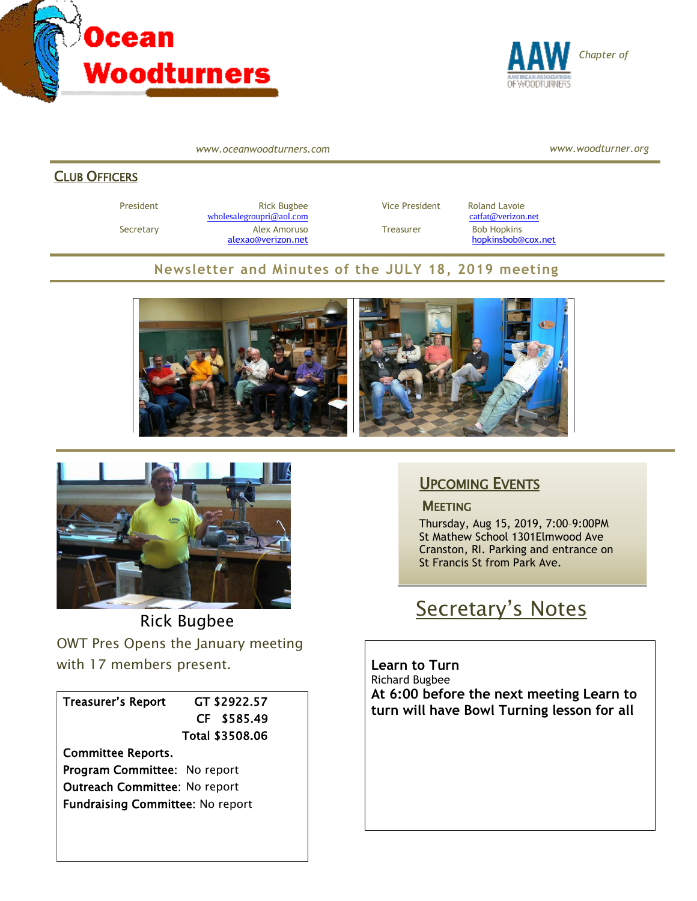# Ocean Woodturners

AAW Chapter of

www.oceanwoodturners.com www.woodturner.org

## CLUB OFFICERS

| | | | |
|---|---|---|---|
| President | Rick Bugbee wholesalegroupri@aol.com | Vice President | Roland Lavoie catfat@verizon.net |
| Secretary | Alex Amoruso alexao@verizon.net | Treasurer | Bob Hopkins hopkinsbob@cox.net |

## Newsletter and Minutes of the JULY 18, 2019 meeting

Rick Bugbee

OWT Pres Opens the January meeting with 17 members present.

**Treasurer's Report** GT $2922.57
CF $585.49
Total $3508.06

**Committee Reports.**

**Program Committee:** No report

**Outreach Committee:** No report

**Fundraising Committee:** No report

## UPCOMING EVENTS

### MEETING

Thursday, Aug 15, 2019, 7:00-9:00PM
St Mathew School 1301Elmwood Ave
Cranston, RI. Parking and entrance on St Francis St from Park Ave.

## Secretary's Notes

**Learn to Turn**

Richard Bugbee

**At 6:00 before the next meeting Learn to turn will have Bowl Turning lesson for all**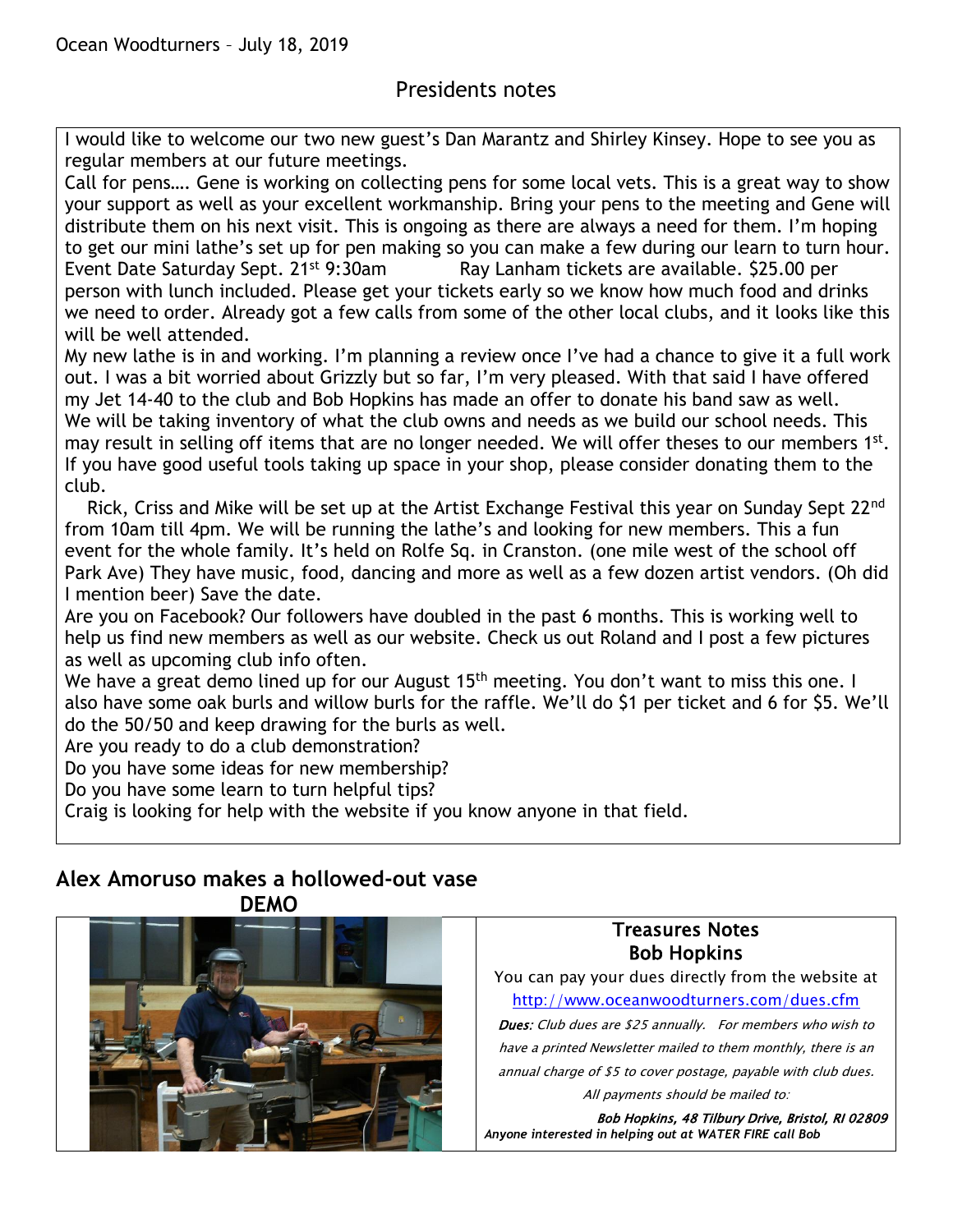Ocean Woodturners – July 18, 2019

## Presidents notes

I would like to welcome our two new guest's Dan Marantz and Shirley Kinsey. Hope to see you as regular members at our future meetings.

Call for pens…. Gene is working on collecting pens for some local vets. This is a great way to show your support as well as your excellent workmanship. Bring your pens to the meeting and Gene will distribute them on his next visit. This is ongoing as there are always a need for them. I'm hoping to get our mini lathe's set up for pen making so you can make a few during our learn to turn hour.

Event Date Saturday Sept. 21st 9:30am Ray Lanham tickets are available. $25.00 per person with lunch included. Please get your tickets early so we know how much food and drinks we need to order. Already got a few calls from some of the other local clubs, and it looks like this will be well attended.

My new lathe is in and working. I'm planning a review once I've had a chance to give it a full work out. I was a bit worried about Grizzly but so far, I'm very pleased. With that said I have offered my Jet 14-40 to the club and Bob Hopkins has made an offer to donate his band saw as well.

We will be taking inventory of what the club owns and needs as we build our school needs. This may result in selling off items that are no longer needed. We will offer theses to our members 1st. If you have good useful tools taking up space in your shop, please consider donating them to the club.

Rick, Criss and Mike will be set up at the Artist Exchange Festival this year on Sunday Sept 22nd from 10am till 4pm. We will be running the lathe's and looking for new members. This a fun event for the whole family. It's held on Rolfe Sq. in Cranston. (one mile west of the school off Park Ave) They have music, food, dancing and more as well as a few dozen artist vendors. (Oh did I mention beer) Save the date.

Are you on Facebook? Our followers have doubled in the past 6 months. This is working well to help us find new members as well as our website. Check us out Roland and I post a few pictures as well as upcoming club info often.

We have a great demo lined up for our August 15th meeting. You don't want to miss this one. I also have some oak burls and willow burls for the raffle. We'll do $1 per ticket and 6 for $5. We'll do the 50/50 and keep drawing for the burls as well.

Are you ready to do a club demonstration?

Do you have some ideas for new membership?

Do you have some learn to turn helpful tips?

Craig is looking for help with the website if you know anyone in that field.

## Alex Amoruso makes a hollowed-out vase DEMO

### Treasures Notes
### Bob Hopkins

You can pay your dues directly from the website at

http://www.oceanwoodturners.com/dues.cfm

***Dues:*** *Club dues are $25 annually. For members who wish to have a printed Newsletter mailed to them monthly, there is an annual charge of $5 to cover postage, payable with club dues. All payments should be mailed to:*

***Bob Hopkins, 48 Tilbury Drive, Bristol, RI 02809***

***Anyone interested in helping out at WATER FIRE call Bob***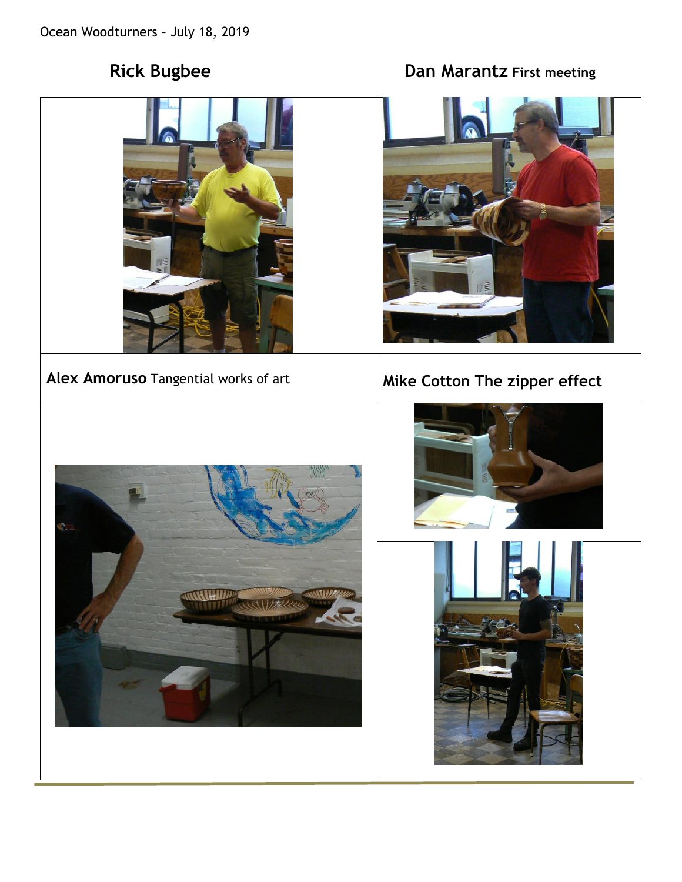Ocean Woodturners – July 18, 2019

| **Rick Bugbee** | **Dan Marantz** **First meeting** |
| --- | --- |
| **Alex Amoruso** Tangential works of art | **Mike Cotton The zipper effect** |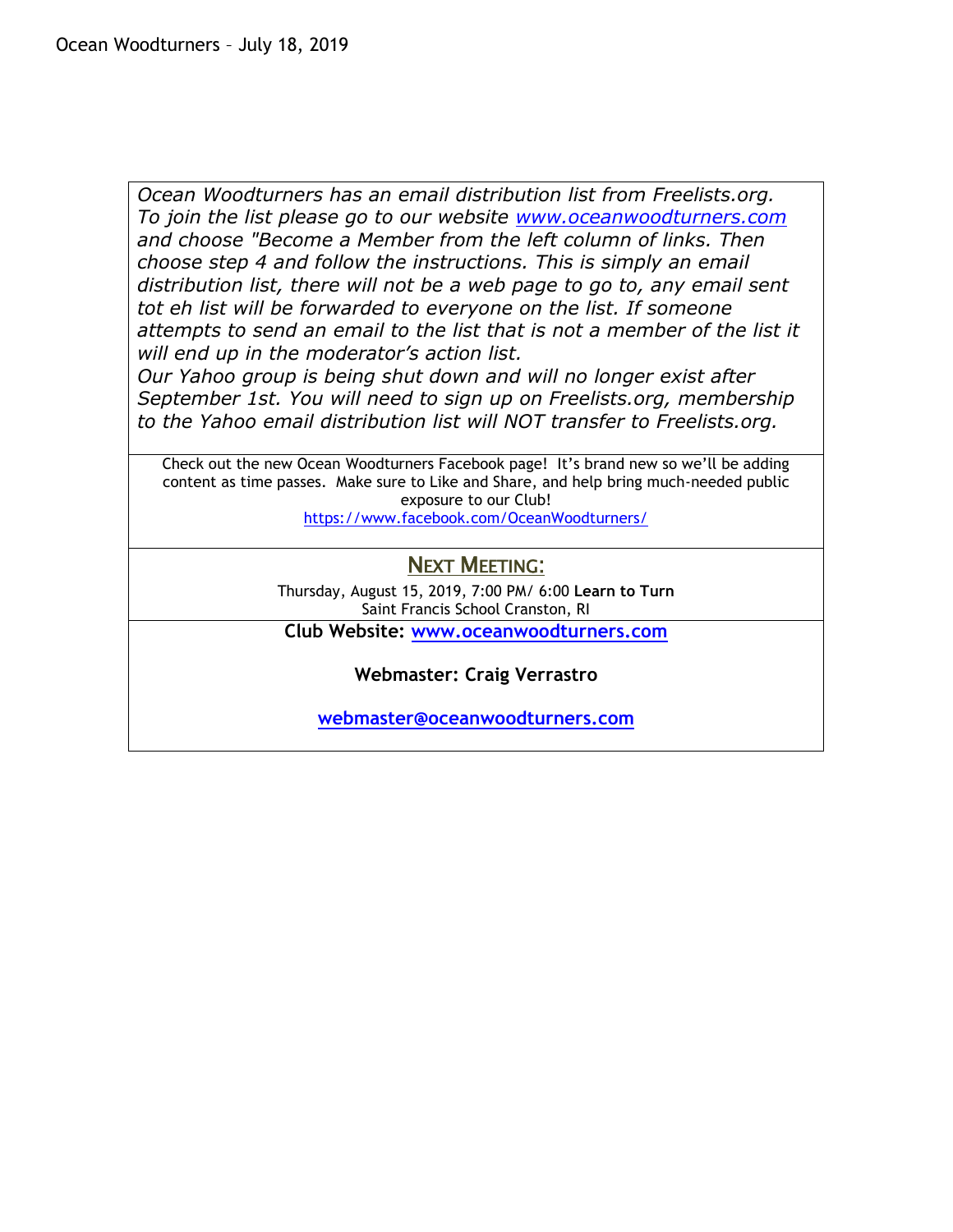*Ocean Woodturners has an email distribution list from Freelists.org. To join the list please go to our website [www.oceanwoodturners.com](http://www.oceanwoodturners.com) and choose "Become a Member from the left column of links. Then choose step 4 and follow the instructions. This is simply an email distribution list, there will not be a web page to go to, any email sent tot eh list will be forwarded to everyone on the list. If someone attempts to send an email to the list that is not a member of the list it will end up in the moderator's action list.*

*Our Yahoo group is being shut down and will no longer exist after September 1st. You will need to sign up on Freelists.org, membership to the Yahoo email distribution list will NOT transfer to Freelists.org.*

Check out the new Ocean Woodturners Facebook page! It's brand new so we'll be adding content as time passes. Make sure to Like and Share, and help bring much-needed public exposure to our Club!

https://www.facebook.com/OceanWoodturners/

## NEXT MEETING:

Thursday, August 15, 2019, 7:00 PM/ 6:00 **Learn to Turn**

Saint Francis School Cranston, RI

**Club Website: [www.oceanwoodturners.com](http://www.oceanwoodturners.com)**

**Webmaster: Craig Verrastro**

**webmaster@oceanwoodturners.com**